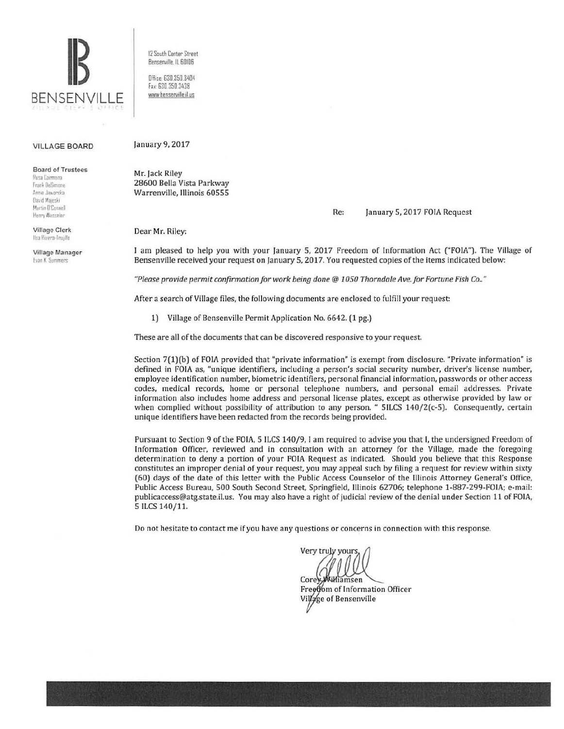BENSENVILLE

VILLAGE CLERK'S OFFICE

12 South Center Street
Bensenville, IL 60106

Office: 630.350.3404
Fax: 630.350.3438
www.bensenville.il.us

**VILLAGE BOARD**

**Board of Trustees**
Rosa Carmona
Frank DeSimone
Annie Jaworska
David Majeski
Martin O'Connell
Henry Wesseler

**Village Clerk**
Ilsa Rivera-Trujillo

**Village Manager**
Evan K. Summers

January 9, 2017

Mr. Jack Riley
28600 Bella Vista Parkway
Warrenville, Illinois 60555

Re: January 5, 2017 FOIA Request

Dear Mr. Riley:

I am pleased to help you with your January 5, 2017 Freedom of Information Act ("FOIA"). The Village of Bensenville received your request on January 5, 2017. You requested copies of the items indicated below:

*"Please provide permit confirmation for work being done @ 1050 Thorndale Ave. for Fortune Fish Co.."*

After a search of Village files, the following documents are enclosed to fulfill your request:

1) Village of Bensenville Permit Application No. 6642. (1 pg.)

These are all of the documents that can be discovered responsive to your request.

Section 7(1)(b) of FOIA provided that "private information" is exempt from disclosure. "Private information" is defined in FOIA as, "unique identifiers, including a person's social security number, driver's license number, employee identification number, biometric identifiers, personal financial information, passwords or other access codes, medical records, home or personal telephone numbers, and personal email addresses. Private information also includes home address and personal license plates, except as otherwise provided by law or when complied without possibility of attribution to any person. " 5ILCS 140/2(c-5). Consequently, certain unique identifiers have been redacted from the records being provided.

Pursuant to Section 9 of the FOIA, 5 ILCS 140/9, I am required to advise you that I, the undersigned Freedom of Information Officer, reviewed and in consultation with an attorney for the Village, made the foregoing determination to deny a portion of your FOIA Request as indicated. Should you believe that this Response constitutes an improper denial of your request, you may appeal such by filing a request for review within sixty (60) days of the date of this letter with the Public Access Counselor of the Illinois Attorney General's Office, Public Access Bureau, 500 South Second Street, Springfield, Illinois 62706; telephone 1-887-299-FOIA; e-mail: publicaccess@atg.state.il.us. You may also have a right of judicial review of the denial under Section 11 of FOIA, 5 ILCS 140/11.

Do not hesitate to contact me if you have any questions or concerns in connection with this response.

Very truly yours,

Corey Williamsen
Freedom of Information Officer
Village of Bensenville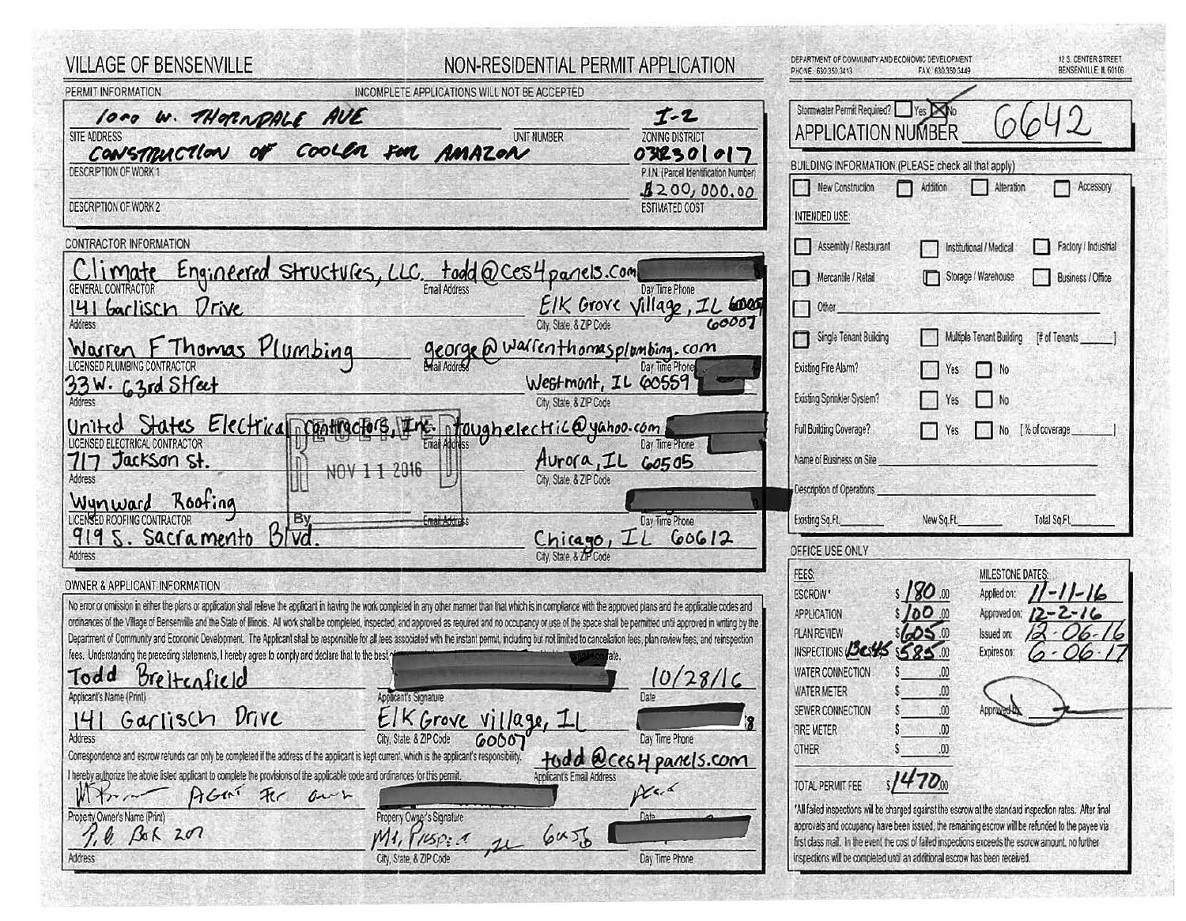# VILLAGE OF BENSENVILLE

## NON-RESIDENTIAL PERMIT APPLICATION

DEPARTMENT OF COMMUNITY AND ECONOMIC DEVELOPMENT
PHONE: 630.350.3413 FAX: 630.350.3449

12 S. CENTER STREET
BENSENVILLE, IL 60106

### PERMIT INFORMATION

INCOMPLETE APPLICATIONS WILL NOT BE ACCEPTED

| | |
|---|---|
| SITE ADDRESS | 1000 W. THORNDALE AVE |
| UNIT NUMBER | |
| ZONING DISTRICT | I-2 |
| DESCRIPTION OF WORK 1 | CONSTRUCTION OF COOLER FOR AMAZON |
| P.I.N. (Parcel Identification Number) | 0332301017 |
| DESCRIPTION OF WORK 2 | |
| ESTIMATED COST | $200,000.00 |

Stormwater Permit Required? ☐ Yes ☒ No

APPLICATION NUMBER 6642

### CONTRACTOR INFORMATION

| Role | Name | Email Address | Address | City, State, & ZIP Code | Day Time Phone |
|---|---|---|---|---|---|
| GENERAL CONTRACTOR | Climate Engineered Structures, LLC. | todd@ces4panels.com | 141 Garlisch Drive | Elk Grove Village, IL 60007 | |
| LICENSED PLUMBING CONTRACTOR | Warren F Thomas Plumbing | george@warrenthomasplumbing.com | 33 W. 63rd Street | Westmont, IL 60559 | |
| LICENSED ELECTRICAL CONTRACTOR | United States Electrical Contractors, Inc. | toughelectric@yahoo.com | 717 Jackson St. | Aurora, IL 60505 | |
| LICENSED ROOFING CONTRACTOR | Wynward Roofing | | 919 S. Sacramento Blvd. | Chicago, IL 60612 | |

RECEIVED NOV 11 2016 By

### BUILDING INFORMATION (PLEASE check all that apply)

☐ New Construction ☐ Addition ☐ Alteration ☐ Accessory

INTENDED USE:

☐ Assembly / Restaurant ☐ Institutional / Medical ☐ Factory / Industrial

☐ Mercantile / Retail ☒ Storage / Warehouse ☐ Business / Office

☐ Other ___

☐ Single Tenant Building ☐ Multiple Tenant Building [# of Tenants ___]

Existing Fire Alarm? ☐ Yes ☐ No

Existing Sprinkler System? ☐ Yes ☐ No

Full Building Coverage? ☐ Yes ☐ No [% of coverage ___]

Name of Business on Site ___

Description of Operations ___

Existing Sq.Ft. ___ New Sq.Ft. ___ Total Sq.Ft. ___

### OWNER & APPLICANT INFORMATION

No error or omission in either the plans or application shall relieve the applicant in having the work completed in any other manner than that which is in compliance with the approved plans and the applicable codes and ordinances of the Village of Bensenville and the State of Illinois. All work shall be completed, inspected, and approved as required and no occupancy or use of the space shall be permitted until approved in writing by the Department of Community and Economic Development. The Applicant shall be responsible for all fees associated with the instant permit, including but not limited to cancellation fees, plan review fees, and reinspection fees. Understanding the preceding statements, I hereby agree to comply and declare that to the best of ... state.

| | |
|---|---|
| Applicant's Name (Print) | Todd Breitenfield |
| Applicant's Signature | |
| Date | 10/28/16 |
| Address | 141 Garlisch Drive |
| City, State, & ZIP Code | Elk Grove Village, IL 60007 |
| Day Time Phone | |

Correspondence and escrow refunds can only be completed if the address of the applicant is kept current, which is the applicant's responsibility.

Applicant's Email Address: todd@ces4panels.com

I hereby authorize the above listed applicant to complete the provisions of the applicable code and ordinances for this permit.

| | |
|---|---|
| Property Owner's Name (Print) | Agent for own |
| Property Owner's Signature | |
| Date | |
| Address | P.O. Box 207 |
| City, State, & ZIP Code | Mt. Prospect IL 60056 |
| Day Time Phone | |

### OFFICE USE ONLY

| FEES: | |
|---|---|
| ESCROW* | $180.00 |
| APPLICATION | $100.00 |
| PLAN REVIEW | $605.00 |
| INSPECTIONS | $585.00 |
| WATER CONNECTION | $ .00 |
| WATER METER | $ .00 |
| SEWER CONNECTION | $ .00 |
| FIRE METER | $ .00 |
| OTHER | $ .00 |
| TOTAL PERMIT FEE | $1470.00 |

| MILESTONE DATES: | |
|---|---|
| Applied on: | 11-11-16 |
| Approved on: | 12-2-16 |
| Issued on: | 12-06-16 |
| Expires on: | 6-06-17 |

Approved by: 

*All failed inspections will be charged against the escrow at the standard inspection rates. After final approvals and occupancy have been issued, the remaining escrow will be refunded to the payee via first class mail. In the event the cost of failed inspections exceeds the escrow amount, no further inspections will be completed until an additional escrow has been received.